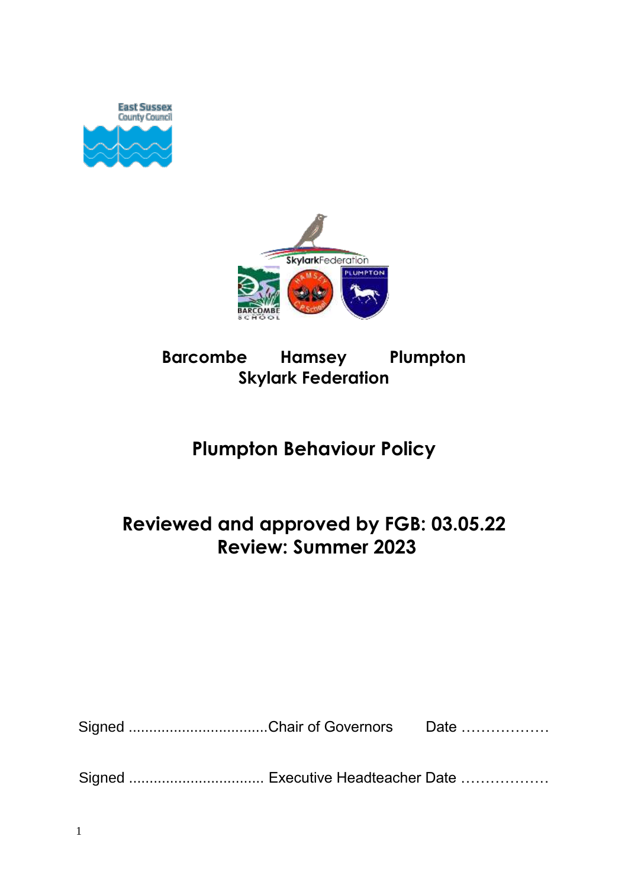**Barcombe Hamsey Plumpton**
**Skylark Federation**

# Plumpton Behaviour Policy

## Reviewed and approved by FGB: 03.05.22
## Review: Summer 2023

Signed ..................................Chair of Governors Date ………………

Signed ................................. Executive Headteacher Date ………………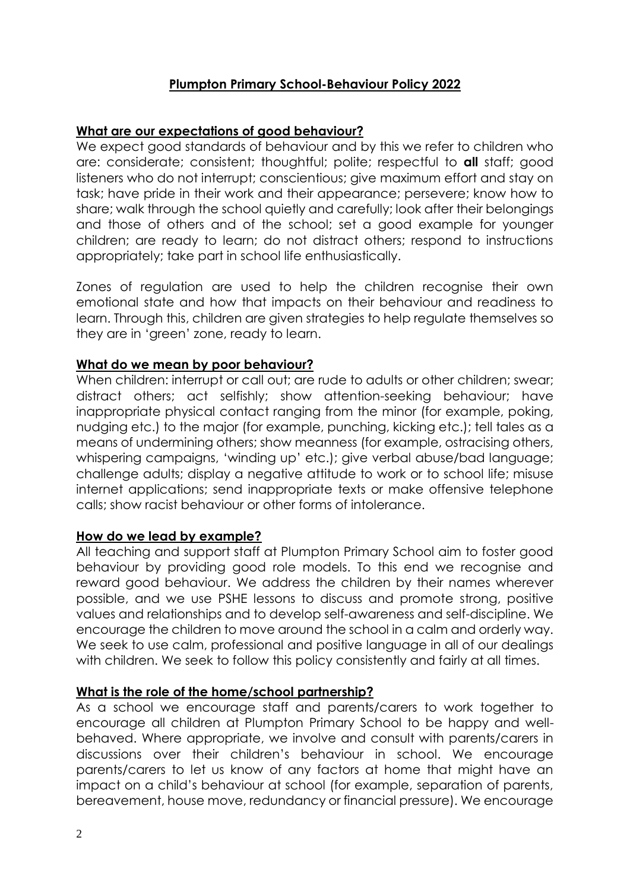## **Plumpton Primary School-Behaviour Policy 2022**

**What are our expectations of good behaviour?**

We expect good standards of behaviour and by this we refer to children who are: considerate; consistent; thoughtful; polite; respectful to **all** staff; good listeners who do not interrupt; conscientious; give maximum effort and stay on task; have pride in their work and their appearance; persevere; know how to share; walk through the school quietly and carefully; look after their belongings and those of others and of the school; set a good example for younger children; are ready to learn; do not distract others; respond to instructions appropriately; take part in school life enthusiastically.

Zones of regulation are used to help the children recognise their own emotional state and how that impacts on their behaviour and readiness to learn. Through this, children are given strategies to help regulate themselves so they are in 'green' zone, ready to learn.

**What do we mean by poor behaviour?**

When children: interrupt or call out; are rude to adults or other children; swear; distract others; act selfishly; show attention-seeking behaviour; have inappropriate physical contact ranging from the minor (for example, poking, nudging etc.) to the major (for example, punching, kicking etc.); tell tales as a means of undermining others; show meanness (for example, ostracising others, whispering campaigns, 'winding up' etc.); give verbal abuse/bad language; challenge adults; display a negative attitude to work or to school life; misuse internet applications; send inappropriate texts or make offensive telephone calls; show racist behaviour or other forms of intolerance.

**How do we lead by example?**

All teaching and support staff at Plumpton Primary School aim to foster good behaviour by providing good role models. To this end we recognise and reward good behaviour. We address the children by their names wherever possible, and we use PSHE lessons to discuss and promote strong, positive values and relationships and to develop self-awareness and self-discipline. We encourage the children to move around the school in a calm and orderly way. We seek to use calm, professional and positive language in all of our dealings with children. We seek to follow this policy consistently and fairly at all times.

**What is the role of the home/school partnership?**

As a school we encourage staff and parents/carers to work together to encourage all children at Plumpton Primary School to be happy and well-behaved. Where appropriate, we involve and consult with parents/carers in discussions over their children's behaviour in school. We encourage parents/carers to let us know of any factors at home that might have an impact on a child's behaviour at school (for example, separation of parents, bereavement, house move, redundancy or financial pressure). We encourage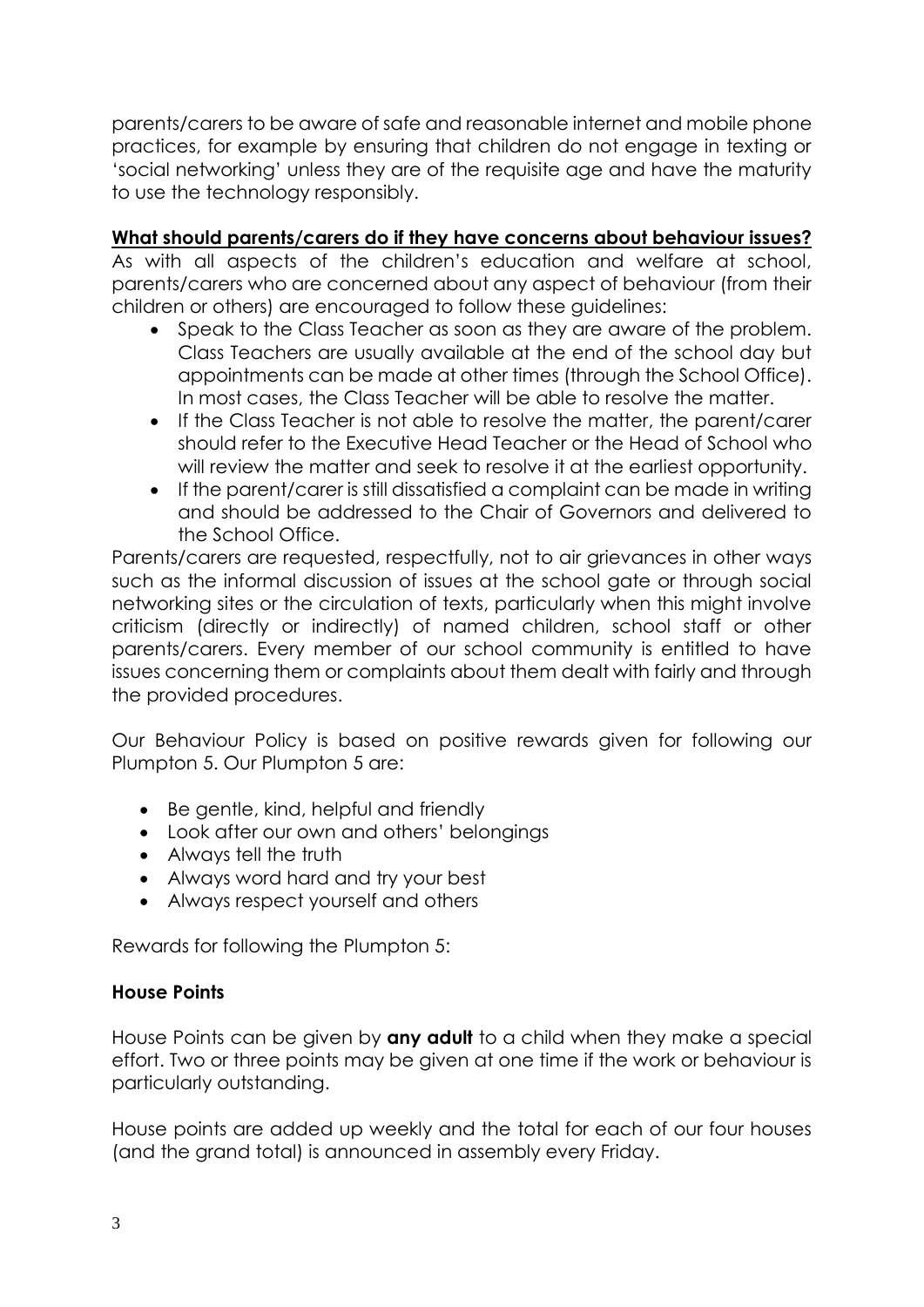parents/carers to be aware of safe and reasonable internet and mobile phone practices, for example by ensuring that children do not engage in texting or 'social networking' unless they are of the requisite age and have the maturity to use the technology responsibly.

**What should parents/carers do if they have concerns about behaviour issues?**

As with all aspects of the children's education and welfare at school, parents/carers who are concerned about any aspect of behaviour (from their children or others) are encouraged to follow these guidelines:

- Speak to the Class Teacher as soon as they are aware of the problem. Class Teachers are usually available at the end of the school day but appointments can be made at other times (through the School Office). In most cases, the Class Teacher will be able to resolve the matter.
- If the Class Teacher is not able to resolve the matter, the parent/carer should refer to the Executive Head Teacher or the Head of School who will review the matter and seek to resolve it at the earliest opportunity.
- If the parent/carer is still dissatisfied a complaint can be made in writing and should be addressed to the Chair of Governors and delivered to the School Office.

Parents/carers are requested, respectfully, not to air grievances in other ways such as the informal discussion of issues at the school gate or through social networking sites or the circulation of texts, particularly when this might involve criticism (directly or indirectly) of named children, school staff or other parents/carers. Every member of our school community is entitled to have issues concerning them or complaints about them dealt with fairly and through the provided procedures.

Our Behaviour Policy is based on positive rewards given for following our Plumpton 5. Our Plumpton 5 are:

- Be gentle, kind, helpful and friendly
- Look after our own and others' belongings
- Always tell the truth
- Always word hard and try your best
- Always respect yourself and others

Rewards for following the Plumpton 5:

**House Points**

House Points can be given by **any adult** to a child when they make a special effort. Two or three points may be given at one time if the work or behaviour is particularly outstanding.

House points are added up weekly and the total for each of our four houses (and the grand total) is announced in assembly every Friday.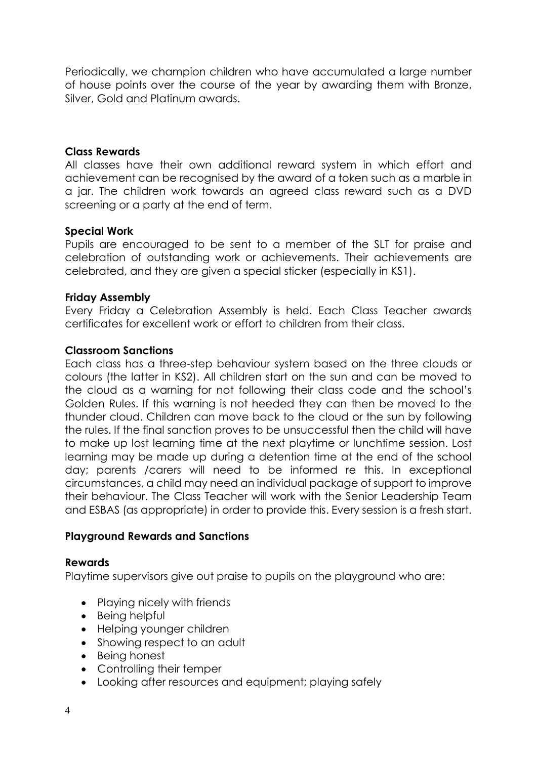Periodically, we champion children who have accumulated a large number of house points over the course of the year by awarding them with Bronze, Silver, Gold and Platinum awards.

**Class Rewards**

All classes have their own additional reward system in which effort and achievement can be recognised by the award of a token such as a marble in a jar. The children work towards an agreed class reward such as a DVD screening or a party at the end of term.

**Special Work**

Pupils are encouraged to be sent to a member of the SLT for praise and celebration of outstanding work or achievements. Their achievements are celebrated, and they are given a special sticker (especially in KS1).

**Friday Assembly**

Every Friday a Celebration Assembly is held. Each Class Teacher awards certificates for excellent work or effort to children from their class.

**Classroom Sanctions**

Each class has a three-step behaviour system based on the three clouds or colours (the latter in KS2). All children start on the sun and can be moved to the cloud as a warning for not following their class code and the school's Golden Rules. If this warning is not heeded they can then be moved to the thunder cloud. Children can move back to the cloud or the sun by following the rules. If the final sanction proves to be unsuccessful then the child will have to make up lost learning time at the next playtime or lunchtime session. Lost learning may be made up during a detention time at the end of the school day; parents /carers will need to be informed re this. In exceptional circumstances, a child may need an individual package of support to improve their behaviour. The Class Teacher will work with the Senior Leadership Team and ESBAS (as appropriate) in order to provide this. Every session is a fresh start.

**Playground Rewards and Sanctions**

**Rewards**

Playtime supervisors give out praise to pupils on the playground who are:

- Playing nicely with friends
- Being helpful
- Helping younger children
- Showing respect to an adult
- Being honest
- Controlling their temper
- Looking after resources and equipment; playing safely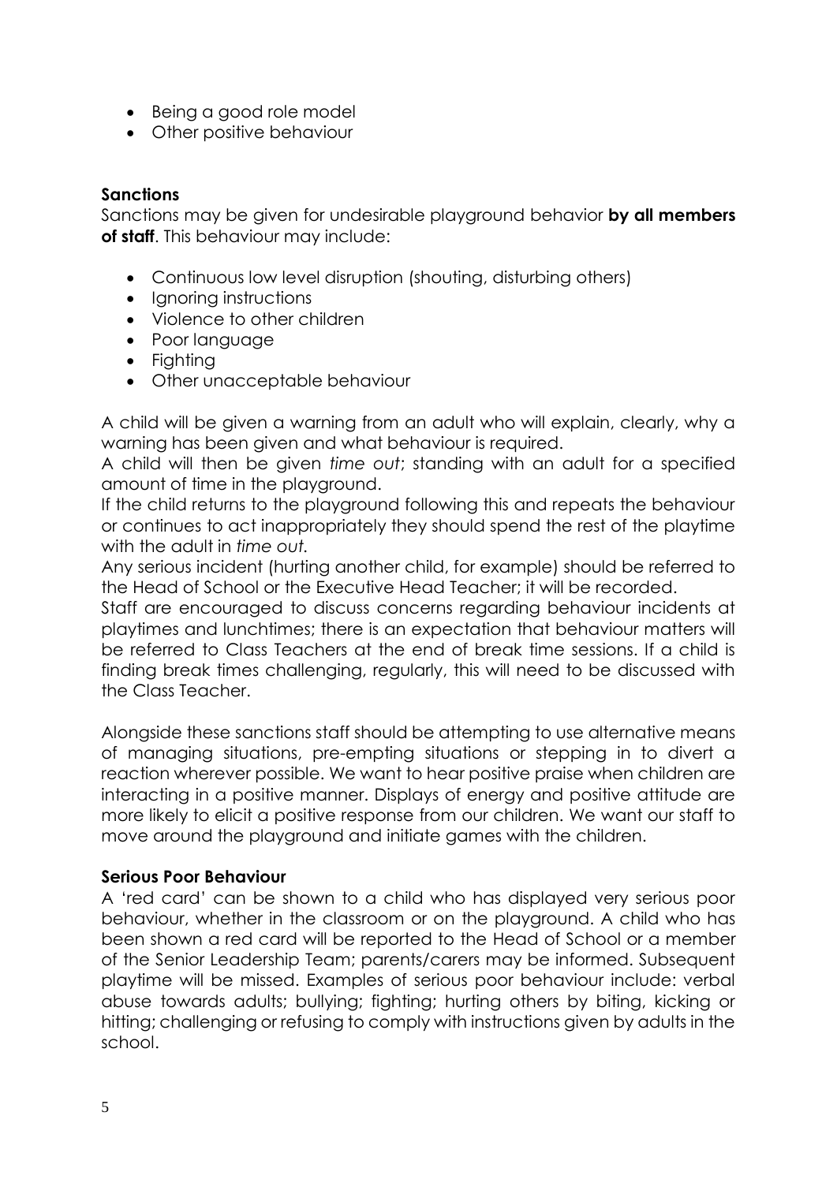- Being a good role model
- Other positive behaviour

**Sanctions**

Sanctions may be given for undesirable playground behavior **by all members of staff**. This behaviour may include:

- Continuous low level disruption (shouting, disturbing others)
- Ignoring instructions
- Violence to other children
- Poor language
- Fighting
- Other unacceptable behaviour

A child will be given a warning from an adult who will explain, clearly, why a warning has been given and what behaviour is required.

A child will then be given *time out*; standing with an adult for a specified amount of time in the playground.

If the child returns to the playground following this and repeats the behaviour or continues to act inappropriately they should spend the rest of the playtime with the adult in *time out.*

Any serious incident (hurting another child, for example) should be referred to the Head of School or the Executive Head Teacher; it will be recorded.

Staff are encouraged to discuss concerns regarding behaviour incidents at playtimes and lunchtimes; there is an expectation that behaviour matters will be referred to Class Teachers at the end of break time sessions. If a child is finding break times challenging, regularly, this will need to be discussed with the Class Teacher.

Alongside these sanctions staff should be attempting to use alternative means of managing situations, pre-empting situations or stepping in to divert a reaction wherever possible. We want to hear positive praise when children are interacting in a positive manner. Displays of energy and positive attitude are more likely to elicit a positive response from our children. We want our staff to move around the playground and initiate games with the children.

**Serious Poor Behaviour**

A 'red card' can be shown to a child who has displayed very serious poor behaviour, whether in the classroom or on the playground. A child who has been shown a red card will be reported to the Head of School or a member of the Senior Leadership Team; parents/carers may be informed. Subsequent playtime will be missed. Examples of serious poor behaviour include: verbal abuse towards adults; bullying; fighting; hurting others by biting, kicking or hitting; challenging or refusing to comply with instructions given by adults in the school.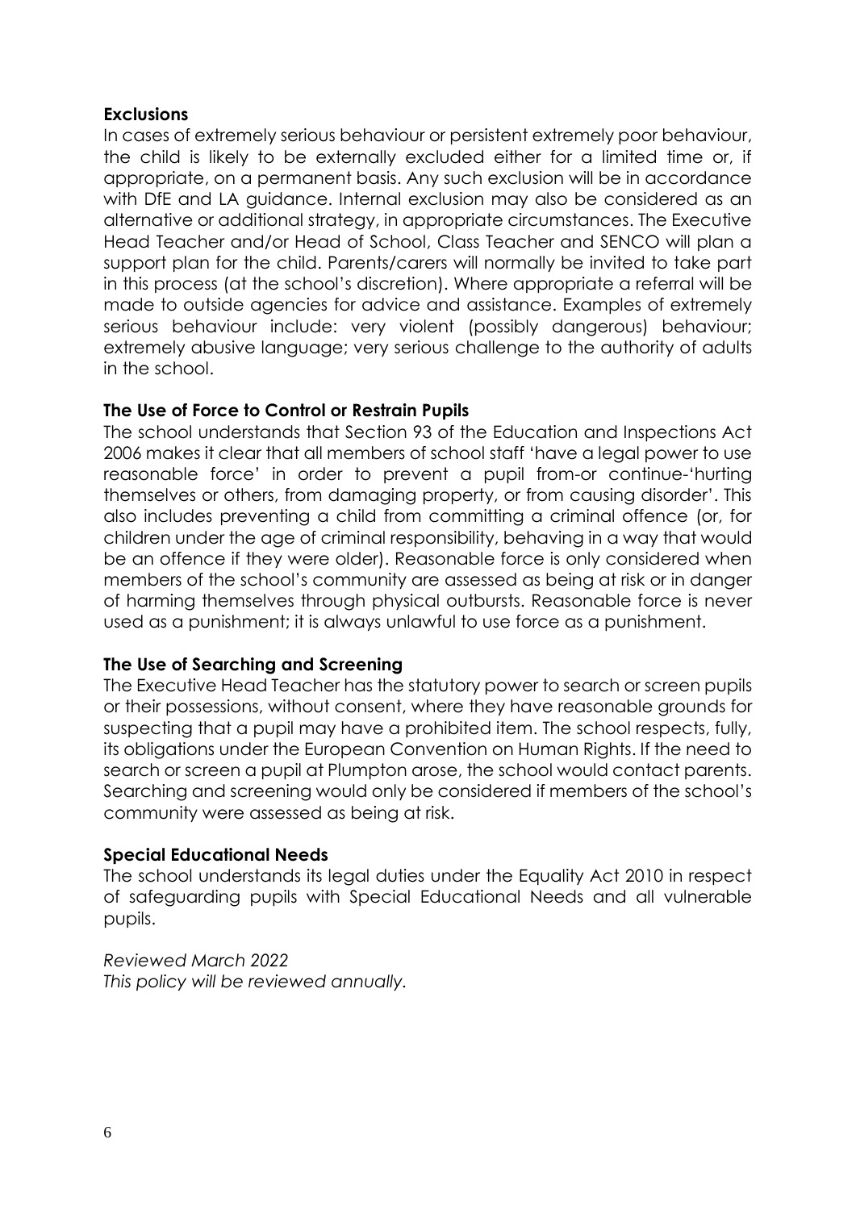**Exclusions**

In cases of extremely serious behaviour or persistent extremely poor behaviour, the child is likely to be externally excluded either for a limited time or, if appropriate, on a permanent basis. Any such exclusion will be in accordance with DfE and LA guidance. Internal exclusion may also be considered as an alternative or additional strategy, in appropriate circumstances. The Executive Head Teacher and/or Head of School, Class Teacher and SENCO will plan a support plan for the child. Parents/carers will normally be invited to take part in this process (at the school's discretion). Where appropriate a referral will be made to outside agencies for advice and assistance. Examples of extremely serious behaviour include: very violent (possibly dangerous) behaviour; extremely abusive language; very serious challenge to the authority of adults in the school.

**The Use of Force to Control or Restrain Pupils**

The school understands that Section 93 of the Education and Inspections Act 2006 makes it clear that all members of school staff 'have a legal power to use reasonable force' in order to prevent a pupil from-or continue-'hurting themselves or others, from damaging property, or from causing disorder'. This also includes preventing a child from committing a criminal offence (or, for children under the age of criminal responsibility, behaving in a way that would be an offence if they were older). Reasonable force is only considered when members of the school's community are assessed as being at risk or in danger of harming themselves through physical outbursts. Reasonable force is never used as a punishment; it is always unlawful to use force as a punishment.

**The Use of Searching and Screening**

The Executive Head Teacher has the statutory power to search or screen pupils or their possessions, without consent, where they have reasonable grounds for suspecting that a pupil may have a prohibited item. The school respects, fully, its obligations under the European Convention on Human Rights. If the need to search or screen a pupil at Plumpton arose, the school would contact parents. Searching and screening would only be considered if members of the school's community were assessed as being at risk.

**Special Educational Needs**

The school understands its legal duties under the Equality Act 2010 in respect of safeguarding pupils with Special Educational Needs and all vulnerable pupils.

*Reviewed March 2022*
*This policy will be reviewed annually.*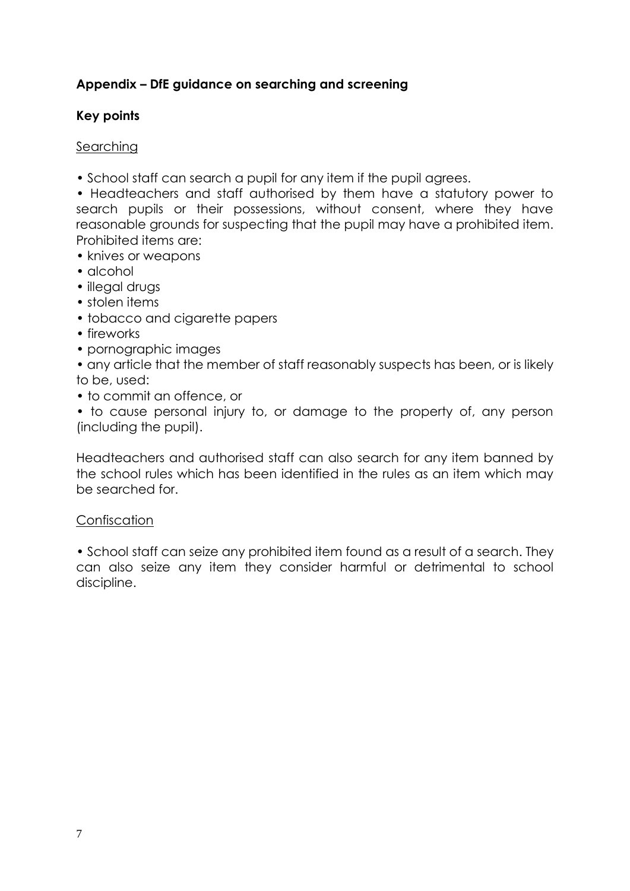**Appendix – DfE guidance on searching and screening**

**Key points**

Searching

- School staff can search a pupil for any item if the pupil agrees.
- Headteachers and staff authorised by them have a statutory power to search pupils or their possessions, without consent, where they have reasonable grounds for suspecting that the pupil may have a prohibited item. Prohibited items are:
- knives or weapons
- alcohol
- illegal drugs
- stolen items
- tobacco and cigarette papers
- fireworks
- pornographic images
- any article that the member of staff reasonably suspects has been, or is likely to be, used:
- to commit an offence, or
- to cause personal injury to, or damage to the property of, any person (including the pupil).

Headteachers and authorised staff can also search for any item banned by the school rules which has been identified in the rules as an item which may be searched for.

Confiscation

- School staff can seize any prohibited item found as a result of a search. They can also seize any item they consider harmful or detrimental to school discipline.